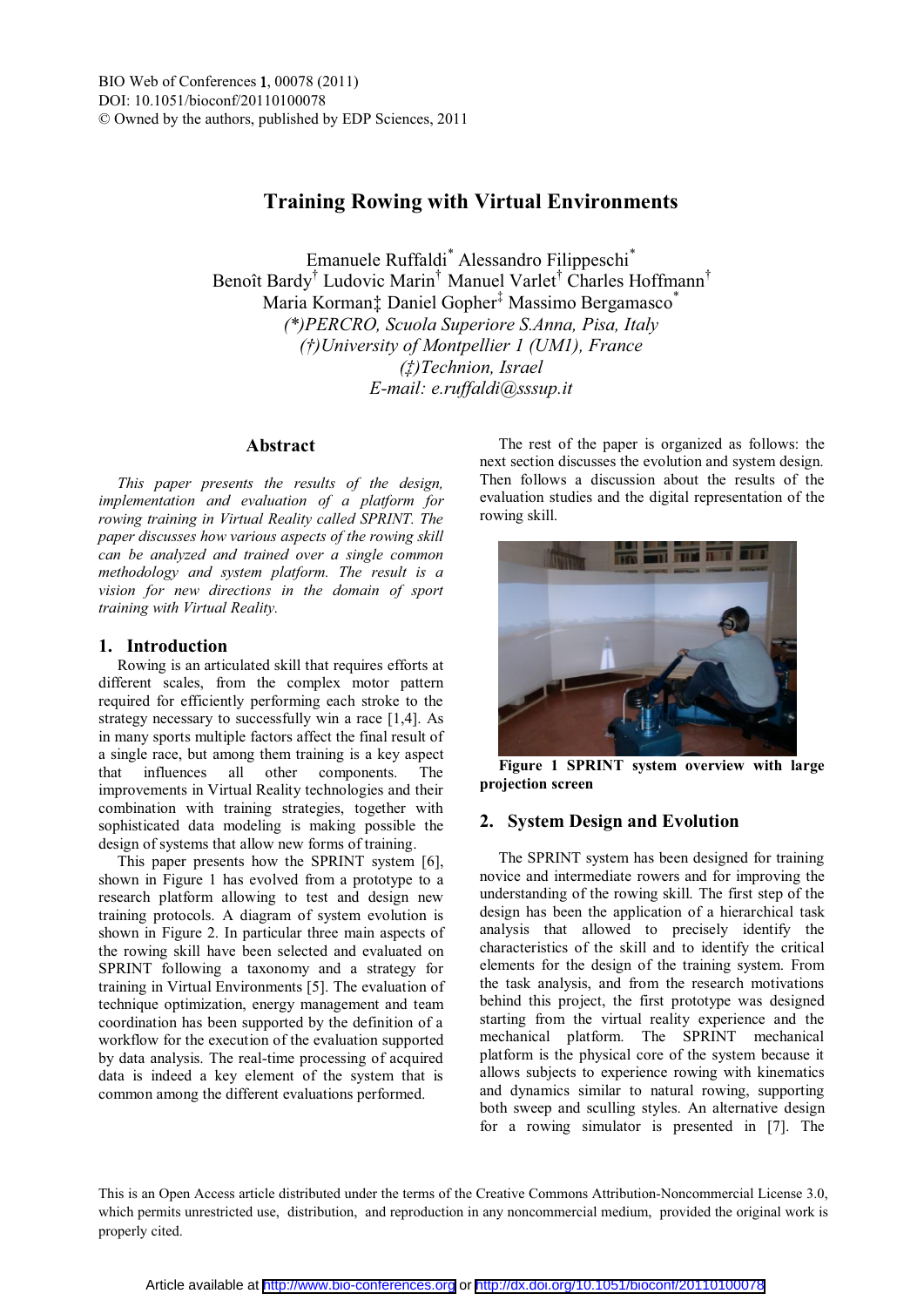# Training Rowing with Virtual Environments

Emanuele Ruffaldi[*] Alessandro Filippeschi[*]
Benoît Bardy[†] Ludovic Marin[†] Manuel Varlet[†] Charles Hoffmann[†]
Maria Korman[‡] Daniel Gopher[‡] Massimo Bergamasco[*]

*(\*)PERCRO, Scuola Superiore S.Anna, Pisa, Italy*
*(†)University of Montpellier 1 (UM1), France*
*(‡)Technion, Israel*
*E-mail: e.ruffaldi@sssup.it*

## Abstract

*This paper presents the results of the design, implementation and evaluation of a platform for rowing training in Virtual Reality called SPRINT. The paper discusses how various aspects of the rowing skill can be analyzed and trained over a single common methodology and system platform. The result is a vision for new directions in the domain of sport training with Virtual Reality.*

## 1. Introduction

Rowing is an articulated skill that requires efforts at different scales, from the complex motor pattern required for efficiently performing each stroke to the strategy necessary to successfully win a race [1,4]. As in many sports multiple factors affect the final result of a single race, but among them training is a key aspect that influences all other components. The improvements in Virtual Reality technologies and their combination with training strategies, together with sophisticated data modeling is making possible the design of systems that allow new forms of training.

This paper presents how the SPRINT system [6], shown in Figure 1 has evolved from a prototype to a research platform allowing to test and design new training protocols. A diagram of system evolution is shown in Figure 2. In particular three main aspects of the rowing skill have been selected and evaluated on SPRINT following a taxonomy and a strategy for training in Virtual Environments [5]. The evaluation of technique optimization, energy management and team coordination has been supported by the definition of a workflow for the execution of the evaluation supported by data analysis. The real-time processing of acquired data is indeed a key element of the system that is common among the different evaluations performed.

The rest of the paper is organized as follows: the next section discusses the evolution and system design. Then follows a discussion about the results of the evaluation studies and the digital representation of the rowing skill.

**Figure 1 SPRINT system overview with large projection screen**

## 2. System Design and Evolution

The SPRINT system has been designed for training novice and intermediate rowers and for improving the understanding of the rowing skill. The first step of the design has been the application of a hierarchical task analysis that allowed to precisely identify the characteristics of the skill and to identify the critical elements for the design of the training system. From the task analysis, and from the research motivations behind this project, the first prototype was designed starting from the virtual reality experience and the mechanical platform. The SPRINT mechanical platform is the physical core of the system because it allows subjects to experience rowing with kinematics and dynamics similar to natural rowing, supporting both sweep and sculling styles. An alternative design for a rowing simulator is presented in [7]. The

This is an Open Access article distributed under the terms of the Creative Commons Attribution-Noncommercial License 3.0, which permits unrestricted use, distribution, and reproduction in any noncommercial medium, provided the original work is properly cited.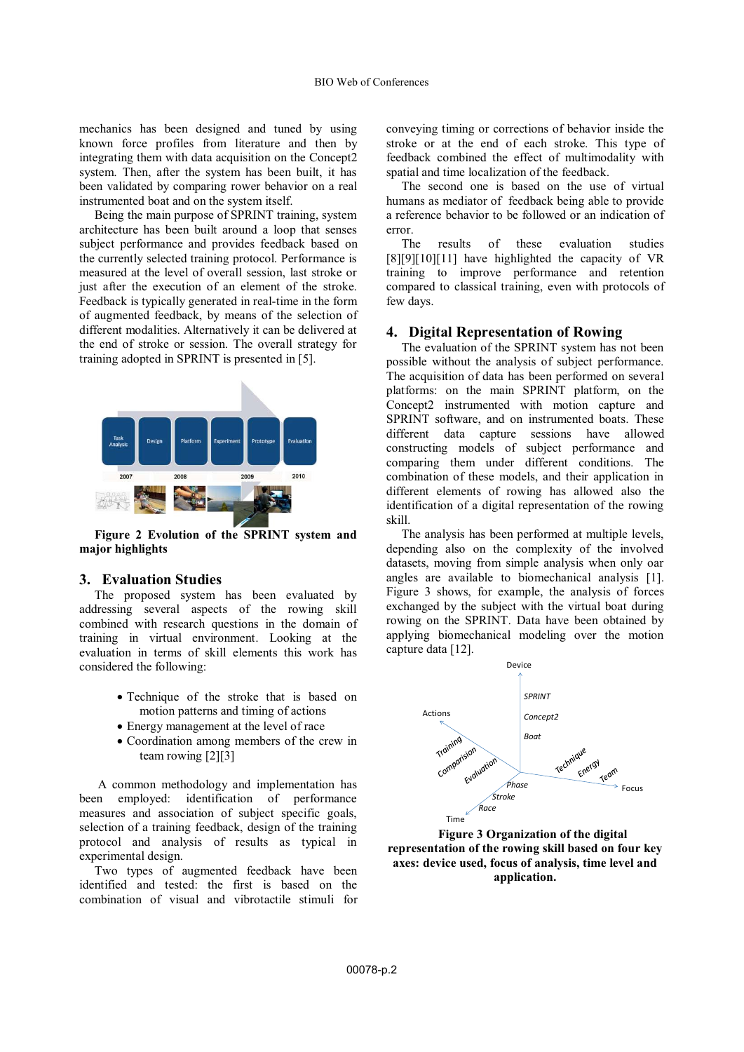mechanics has been designed and tuned by using known force profiles from literature and then by integrating them with data acquisition on the Concept2 system. Then, after the system has been built, it has been validated by comparing rower behavior on a real instrumented boat and on the system itself.

Being the main purpose of SPRINT training, system architecture has been built around a loop that senses subject performance and provides feedback based on the currently selected training protocol. Performance is measured at the level of overall session, last stroke or just after the execution of an element of the stroke. Feedback is typically generated in real-time in the form of augmented feedback, by means of the selection of different modalities. Alternatively it can be delivered at the end of stroke or session. The overall strategy for training adopted in SPRINT is presented in [5].

**Figure 2 Evolution of the SPRINT system and major highlights**

## 3. Evaluation Studies

The proposed system has been evaluated by addressing several aspects of the rowing skill combined with research questions in the domain of training in virtual environment. Looking at the evaluation in terms of skill elements this work has considered the following:

- Technique of the stroke that is based on motion patterns and timing of actions
- Energy management at the level of race
- Coordination among members of the crew in team rowing [2][3]

A common methodology and implementation has been employed: identification of performance measures and association of subject specific goals, selection of a training feedback, design of the training protocol and analysis of results as typical in experimental design.

Two types of augmented feedback have been identified and tested: the first is based on the combination of visual and vibrotactile stimuli for conveying timing or corrections of behavior inside the stroke or at the end of each stroke. This type of feedback combined the effect of multimodality with spatial and time localization of the feedback.

The second one is based on the use of virtual humans as mediator of feedback being able to provide a reference behavior to be followed or an indication of error.

The results of these evaluation studies [8][9][10][11] have highlighted the capacity of VR training to improve performance and retention compared to classical training, even with protocols of few days.

## 4. Digital Representation of Rowing

The evaluation of the SPRINT system has not been possible without the analysis of subject performance. The acquisition of data has been performed on several platforms: on the main SPRINT platform, on the Concept2 instrumented with motion capture and SPRINT software, and on instrumented boats. These different data capture sessions have allowed constructing models of subject performance and comparing them under different conditions. The combination of these models, and their application in different elements of rowing has allowed also the identification of a digital representation of the rowing skill.

The analysis has been performed at multiple levels, depending also on the complexity of the involved datasets, moving from simple analysis when only oar angles are available to biomechanical analysis [1]. Figure 3 shows, for example, the analysis of forces exchanged by the subject with the virtual boat during rowing on the SPRINT. Data have been obtained by applying biomechanical modeling over the motion capture data [12].

**Figure 3 Organization of the digital representation of the rowing skill based on four key axes: device used, focus of analysis, time level and application.**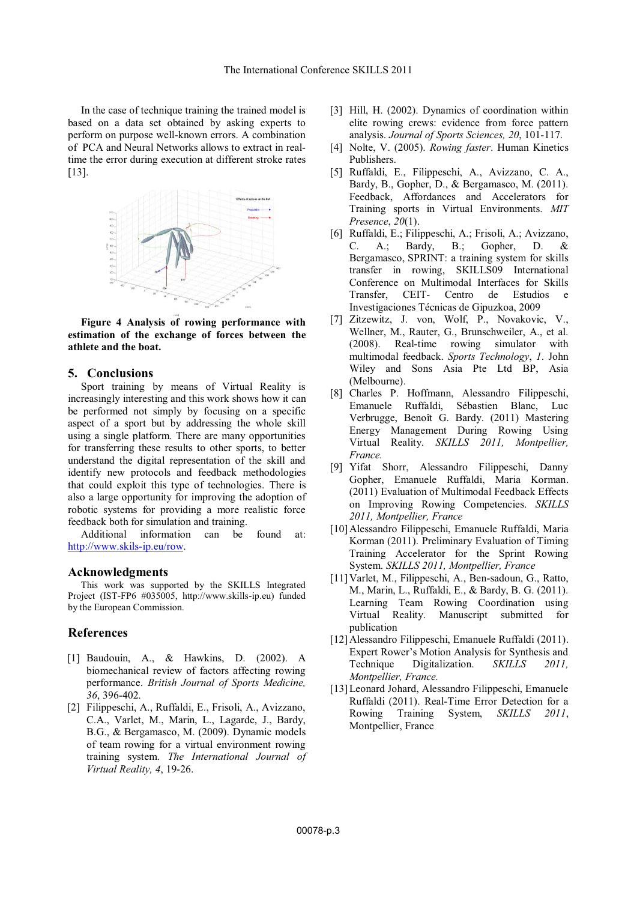In the case of technique training the trained model is based on a data set obtained by asking experts to perform on purpose well-known errors. A combination of PCA and Neural Networks allows to extract in real-time the error during execution at different stroke rates [13].

Effects of actions on the boat

Propulsive

Breaking

**Figure 4 Analysis of rowing performance with estimation of the exchange of forces between the athlete and the boat.**

## 5. Conclusions

Sport training by means of Virtual Reality is increasingly interesting and this work shows how it can be performed not simply by focusing on a specific aspect of a sport but by addressing the whole skill using a single platform. There are many opportunities for transferring these results to other sports, to better understand the digital representation of the skill and identify new protocols and feedback methodologies that could exploit this type of technologies. There is also a large opportunity for improving the adoption of robotic systems for providing a more realistic force feedback both for simulation and training.

Additional information can be found at: http://www.skils-ip.eu/row.

## Acknowledgments

This work was supported by the SKILLS Integrated Project (IST-FP6 #035005, http://www.skills-ip.eu) funded by the European Commission.

## References

[1] Baudouin, A., & Hawkins, D. (2002). A biomechanical review of factors affecting rowing performance. *British Journal of Sports Medicine, 36*, 396-402.

[2] Filippeschi, A., Ruffaldi, E., Frisoli, A., Avizzano, C.A., Varlet, M., Marin, L., Lagarde, J., Bardy, B.G., & Bergamasco, M. (2009). Dynamic models of team rowing for a virtual environment rowing training system. *The International Journal of Virtual Reality, 4*, 19-26.

[3] Hill, H. (2002). Dynamics of coordination within elite rowing crews: evidence from force pattern analysis. *Journal of Sports Sciences, 20*, 101-117.

[4] Nolte, V. (2005). *Rowing faster*. Human Kinetics Publishers.

[5] Ruffaldi, E., Filippeschi, A., Avizzano, C. A., Bardy, B., Gopher, D., & Bergamasco, M. (2011). Feedback, Affordances and Accelerators for Training sports in Virtual Environments. *MIT Presence*, *20*(1).

[6] Ruffaldi, E.; Filippeschi, A.; Frisoli, A.; Avizzano, C. A.; Bardy, B.; Gopher, D. & Bergamasco, SPRINT: a training system for skills transfer in rowing, SKILLS09 International Conference on Multimodal Interfaces for Skills Transfer, CEIT- Centro de Estudios e Investigaciones Técnicas de Gipuzkoa, 2009

[7] Zitzewitz, J. von, Wolf, P., Novakovic, V., Wellner, M., Rauter, G., Brunschweiler, A., et al. (2008). Real-time rowing simulator with multimodal feedback. *Sports Technology*, *1*. John Wiley and Sons Asia Pte Ltd BP, Asia (Melbourne).

[8] Charles P. Hoffmann, Alessandro Filippeschi, Emanuele Ruffaldi, Sébastien Blanc, Luc Verbrugge, Benoît G. Bardy. (2011) Mastering Energy Management During Rowing Using Virtual Reality. *SKILLS 2011, Montpellier, France.*

[9] Yifat Shorr, Alessandro Filippeschi, Danny Gopher, Emanuele Ruffaldi, Maria Korman. (2011) Evaluation of Multimodal Feedback Effects on Improving Rowing Competencies. *SKILLS 2011, Montpellier, France*

[10] Alessandro Filippeschi, Emanuele Ruffaldi, Maria Korman (2011). Preliminary Evaluation of Timing Training Accelerator for the Sprint Rowing System. *SKILLS 2011, Montpellier, France*

[11] Varlet, M., Filippeschi, A., Ben-sadoun, G., Ratto, M., Marin, L., Ruffaldi, E., & Bardy, B. G. (2011). Learning Team Rowing Coordination using Virtual Reality. Manuscript submitted for publication

[12] Alessandro Filippeschi, Emanuele Ruffaldi (2011). Expert Rower's Motion Analysis for Synthesis and Technique Digitalization. *SKILLS 2011, Montpellier, France.*

[13] Leonard Johard, Alessandro Filippeschi, Emanuele Ruffaldi (2011). Real-Time Error Detection for a Rowing Training System, *SKILLS 2011*, Montpellier, France